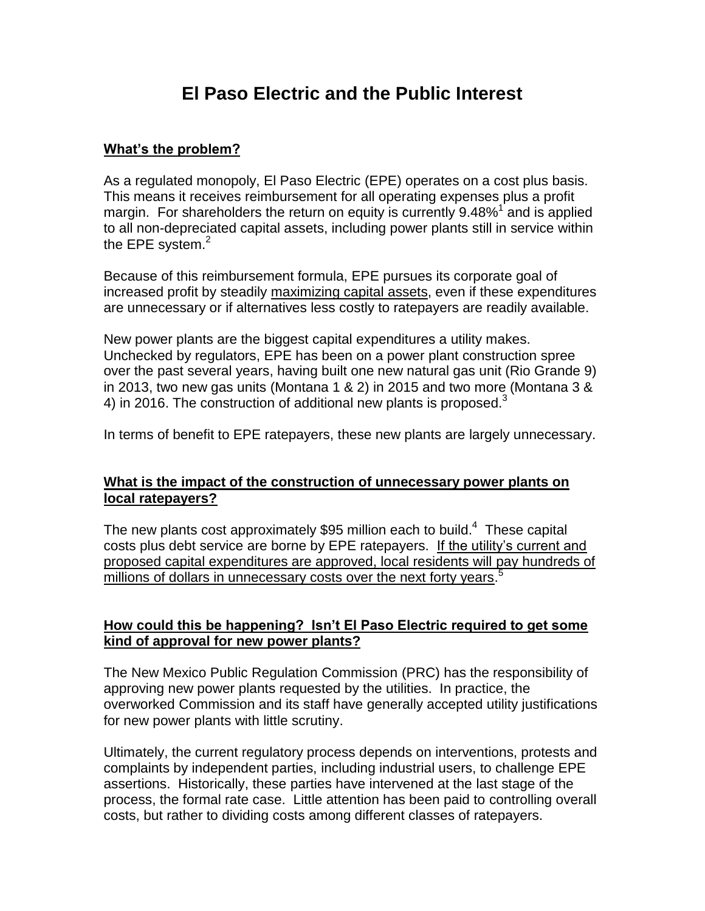# El Paso Electric and the Public Interest

## What's the problem?

As a regulated monopoly, El Paso Electric (EPE) operates on a cost plus basis. This means it receives reimbursement for all operating expenses plus a profit margin. For shareholders the return on equity is currently 9.48%[1] and is applied to all non-depreciated capital assets, including power plants still in service within the EPE system.[2]

Because of this reimbursement formula, EPE pursues its corporate goal of increased profit by steadily maximizing capital assets, even if these expenditures are unnecessary or if alternatives less costly to ratepayers are readily available.

New power plants are the biggest capital expenditures a utility makes. Unchecked by regulators, EPE has been on a power plant construction spree over the past several years, having built one new natural gas unit (Rio Grande 9) in 2013, two new gas units (Montana 1 & 2) in 2015 and two more (Montana 3 & 4) in 2016. The construction of additional new plants is proposed.[3]

In terms of benefit to EPE ratepayers, these new plants are largely unnecessary.

## What is the impact of the construction of unnecessary power plants on local ratepayers?

The new plants cost approximately $95 million each to build.[4] These capital costs plus debt service are borne by EPE ratepayers. If the utility's current and proposed capital expenditures are approved, local residents will pay hundreds of millions of dollars in unnecessary costs over the next forty years.[5]

## How could this be happening? Isn't El Paso Electric required to get some kind of approval for new power plants?

The New Mexico Public Regulation Commission (PRC) has the responsibility of approving new power plants requested by the utilities. In practice, the overworked Commission and its staff have generally accepted utility justifications for new power plants with little scrutiny.

Ultimately, the current regulatory process depends on interventions, protests and complaints by independent parties, including industrial users, to challenge EPE assertions. Historically, these parties have intervened at the last stage of the process, the formal rate case. Little attention has been paid to controlling overall costs, but rather to dividing costs among different classes of ratepayers.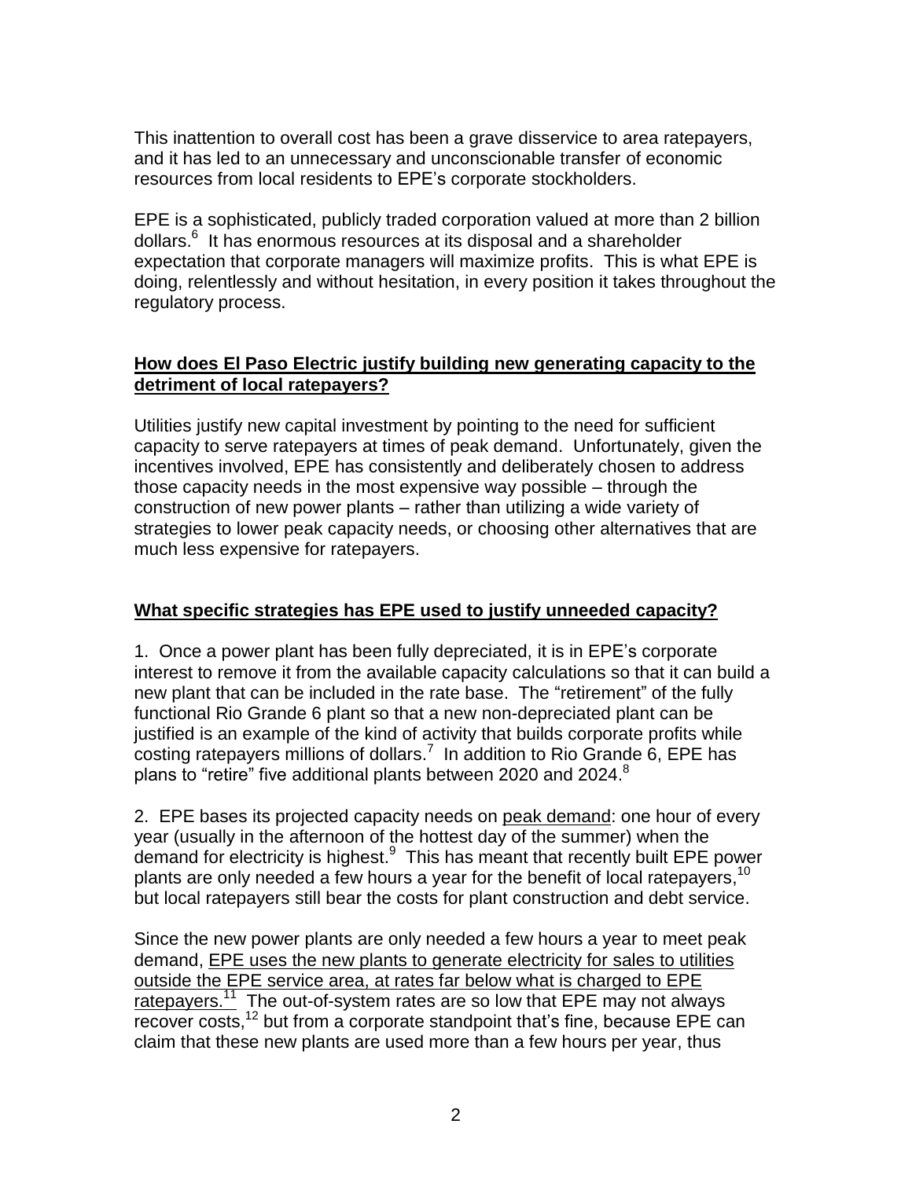This inattention to overall cost has been a grave disservice to area ratepayers, and it has led to an unnecessary and unconscionable transfer of economic resources from local residents to EPE's corporate stockholders.

EPE is a sophisticated, publicly traded corporation valued at more than 2 billion dollars.[6] It has enormous resources at its disposal and a shareholder expectation that corporate managers will maximize profits. This is what EPE is doing, relentlessly and without hesitation, in every position it takes throughout the regulatory process.

**How does El Paso Electric justify building new generating capacity to the detriment of local ratepayers?**

Utilities justify new capital investment by pointing to the need for sufficient capacity to serve ratepayers at times of peak demand. Unfortunately, given the incentives involved, EPE has consistently and deliberately chosen to address those capacity needs in the most expensive way possible – through the construction of new power plants – rather than utilizing a wide variety of strategies to lower peak capacity needs, or choosing other alternatives that are much less expensive for ratepayers.

**What specific strategies has EPE used to justify unneeded capacity?**

1. Once a power plant has been fully depreciated, it is in EPE's corporate interest to remove it from the available capacity calculations so that it can build a new plant that can be included in the rate base. The "retirement" of the fully functional Rio Grande 6 plant so that a new non-depreciated plant can be justified is an example of the kind of activity that builds corporate profits while costing ratepayers millions of dollars.[7] In addition to Rio Grande 6, EPE has plans to "retire" five additional plants between 2020 and 2024.[8]

2. EPE bases its projected capacity needs on peak demand: one hour of every year (usually in the afternoon of the hottest day of the summer) when the demand for electricity is highest.[9] This has meant that recently built EPE power plants are only needed a few hours a year for the benefit of local ratepayers,[10] but local ratepayers still bear the costs for plant construction and debt service.

Since the new power plants are only needed a few hours a year to meet peak demand, EPE uses the new plants to generate electricity for sales to utilities outside the EPE service area, at rates far below what is charged to EPE ratepayers.[11] The out-of-system rates are so low that EPE may not always recover costs,[12] but from a corporate standpoint that's fine, because EPE can claim that these new plants are used more than a few hours per year, thus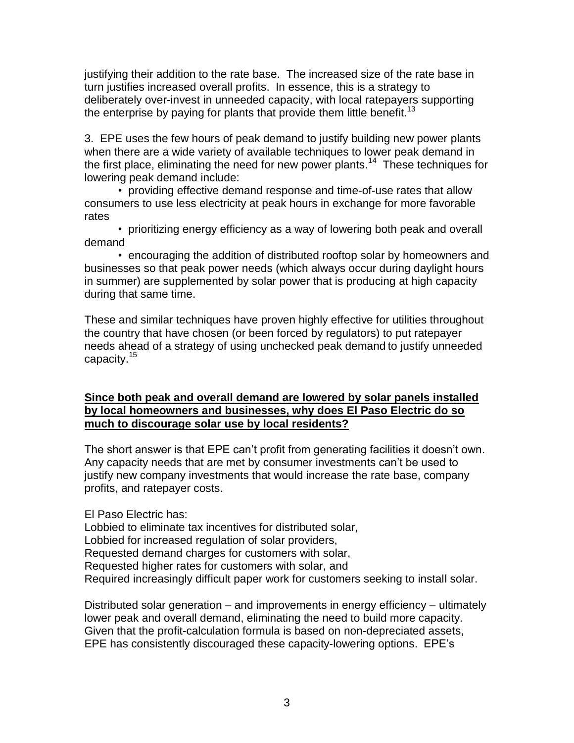justifying their addition to the rate base. The increased size of the rate base in turn justifies increased overall profits. In essence, this is a strategy to deliberately over-invest in unneeded capacity, with local ratepayers supporting the enterprise by paying for plants that provide them little benefit.[13]

3. EPE uses the few hours of peak demand to justify building new power plants when there are a wide variety of available techniques to lower peak demand in the first place, eliminating the need for new power plants.[14] These techniques for lowering peak demand include:

- providing effective demand response and time-of-use rates that allow consumers to use less electricity at peak hours in exchange for more favorable rates
- prioritizing energy efficiency as a way of lowering both peak and overall demand
- encouraging the addition of distributed rooftop solar by homeowners and businesses so that peak power needs (which always occur during daylight hours in summer) are supplemented by solar power that is producing at high capacity during that same time.

These and similar techniques have proven highly effective for utilities throughout the country that have chosen (or been forced by regulators) to put ratepayer needs ahead of a strategy of using unchecked peak demand to justify unneeded capacity.[15]

**<u>Since both peak and overall demand are lowered by solar panels installed by local homeowners and businesses, why does El Paso Electric do so much to discourage solar use by local residents?</u>**

The short answer is that EPE can't profit from generating facilities it doesn't own. Any capacity needs that are met by consumer investments can't be used to justify new company investments that would increase the rate base, company profits, and ratepayer costs.

El Paso Electric has:
Lobbied to eliminate tax incentives for distributed solar,
Lobbied for increased regulation of solar providers,
Requested demand charges for customers with solar,
Requested higher rates for customers with solar, and
Required increasingly difficult paper work for customers seeking to install solar.

Distributed solar generation – and improvements in energy efficiency – ultimately lower peak and overall demand, eliminating the need to build more capacity. Given that the profit-calculation formula is based on non-depreciated assets, EPE has consistently discouraged these capacity-lowering options. EPE's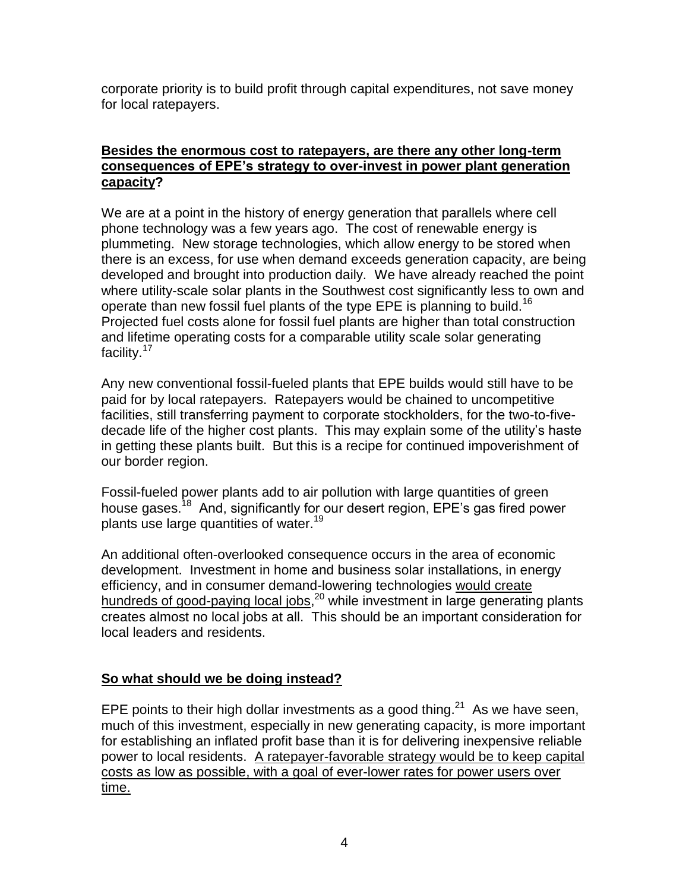corporate priority is to build profit through capital expenditures, not save money for local ratepayers.

**Besides the enormous cost to ratepayers, are there any other long-term consequences of EPE's strategy to over-invest in power plant generation capacity?**

We are at a point in the history of energy generation that parallels where cell phone technology was a few years ago. The cost of renewable energy is plummeting. New storage technologies, which allow energy to be stored when there is an excess, for use when demand exceeds generation capacity, are being developed and brought into production daily. We have already reached the point where utility-scale solar plants in the Southwest cost significantly less to own and operate than new fossil fuel plants of the type EPE is planning to build.[16] Projected fuel costs alone for fossil fuel plants are higher than total construction and lifetime operating costs for a comparable utility scale solar generating facility.[17]

Any new conventional fossil-fueled plants that EPE builds would still have to be paid for by local ratepayers. Ratepayers would be chained to uncompetitive facilities, still transferring payment to corporate stockholders, for the two-to-five-decade life of the higher cost plants. This may explain some of the utility's haste in getting these plants built. But this is a recipe for continued impoverishment of our border region.

Fossil-fueled power plants add to air pollution with large quantities of green house gases.[18] And, significantly for our desert region, EPE's gas fired power plants use large quantities of water.[19]

An additional often-overlooked consequence occurs in the area of economic development. Investment in home and business solar installations, in energy efficiency, and in consumer demand-lowering technologies would create hundreds of good-paying local jobs,[20] while investment in large generating plants creates almost no local jobs at all. This should be an important consideration for local leaders and residents.

**So what should we be doing instead?**

EPE points to their high dollar investments as a good thing.[21] As we have seen, much of this investment, especially in new generating capacity, is more important for establishing an inflated profit base than it is for delivering inexpensive reliable power to local residents. A ratepayer-favorable strategy would be to keep capital costs as low as possible, with a goal of ever-lower rates for power users over time.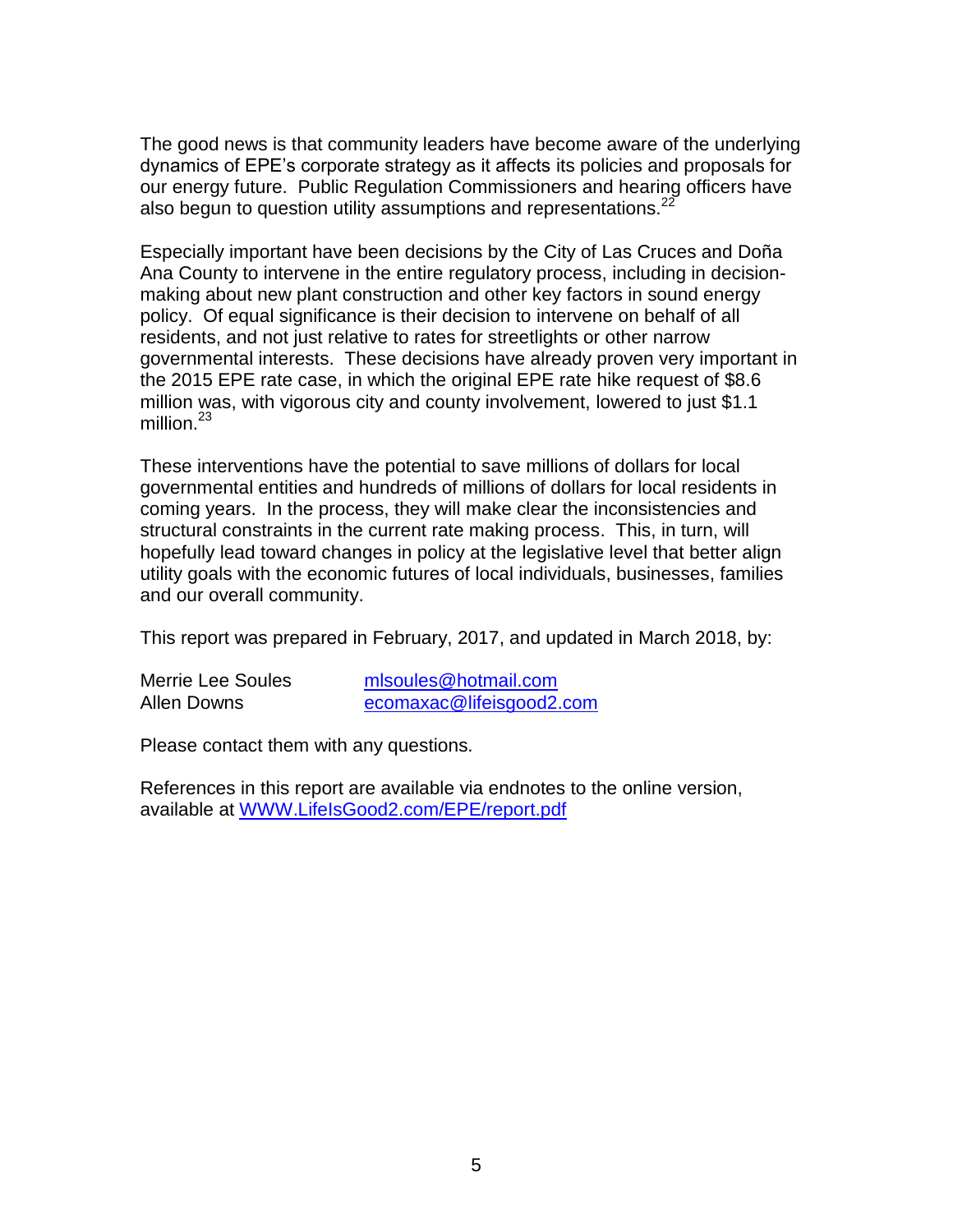The good news is that community leaders have become aware of the underlying dynamics of EPE's corporate strategy as it affects its policies and proposals for our energy future. Public Regulation Commissioners and hearing officers have also begun to question utility assumptions and representations.[22]

Especially important have been decisions by the City of Las Cruces and Doña Ana County to intervene in the entire regulatory process, including in decision-making about new plant construction and other key factors in sound energy policy. Of equal significance is their decision to intervene on behalf of all residents, and not just relative to rates for streetlights or other narrow governmental interests. These decisions have already proven very important in the 2015 EPE rate case, in which the original EPE rate hike request of $8.6 million was, with vigorous city and county involvement, lowered to just $1.1 million.[23]

These interventions have the potential to save millions of dollars for local governmental entities and hundreds of millions of dollars for local residents in coming years. In the process, they will make clear the inconsistencies and structural constraints in the current rate making process. This, in turn, will hopefully lead toward changes in policy at the legislative level that better align utility goals with the economic futures of local individuals, businesses, families and our overall community.

This report was prepared in February, 2017, and updated in March 2018, by:

Merrie Lee Soules    mlsoules@hotmail.com
Allen Downs    ecomaxac@lifeisgood2.com

Please contact them with any questions.

References in this report are available via endnotes to the online version, available at WWW.LifeIsGood2.com/EPE/report.pdf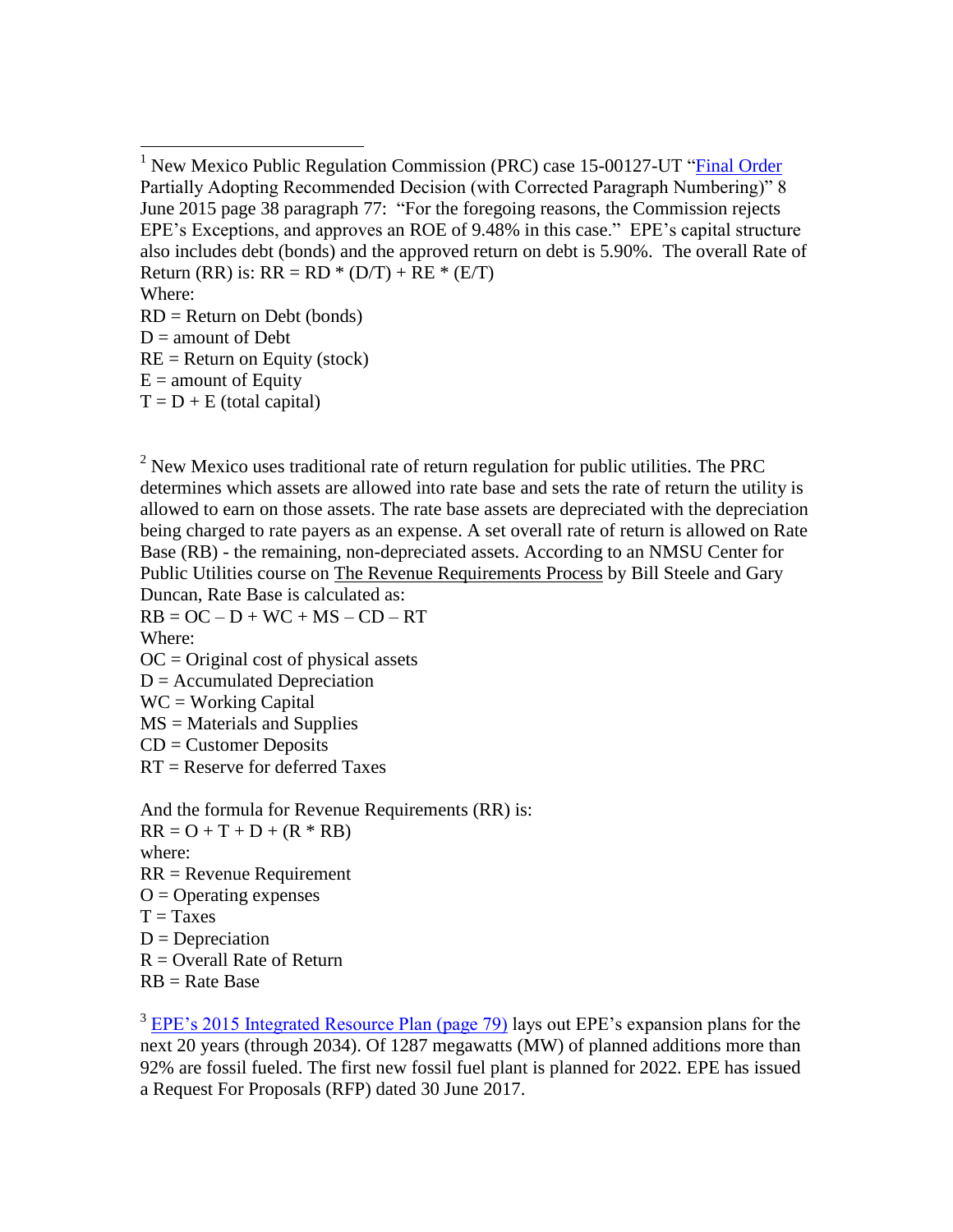[1] New Mexico Public Regulation Commission (PRC) case 15-00127-UT "Final Order Partially Adopting Recommended Decision (with Corrected Paragraph Numbering)" 8 June 2015 page 38 paragraph 77: "For the foregoing reasons, the Commission rejects EPE's Exceptions, and approves an ROE of 9.48% in this case." EPE's capital structure also includes debt (bonds) and the approved return on debt is 5.90%. The overall Rate of Return (RR) is: $RR = RD * (D/T) + RE * (E/T)$

Where:

RD = Return on Debt (bonds)

D = amount of Debt

RE = Return on Equity (stock)

E = amount of Equity

T = D + E (total capital)

[2] New Mexico uses traditional rate of return regulation for public utilities. The PRC determines which assets are allowed into rate base and sets the rate of return the utility is allowed to earn on those assets. The rate base assets are depreciated with the depreciation being charged to rate payers as an expense. A set overall rate of return is allowed on Rate Base (RB) - the remaining, non-depreciated assets. According to an NMSU Center for Public Utilities course on The Revenue Requirements Process by Bill Steele and Gary Duncan, Rate Base is calculated as:

$RB = OC – D + WC + MS – CD – RT$

Where:

OC = Original cost of physical assets

D = Accumulated Depreciation

WC = Working Capital

MS = Materials and Supplies

CD = Customer Deposits

RT = Reserve for deferred Taxes

And the formula for Revenue Requirements (RR) is:

$RR = O + T + D + (R * RB)$

where:

RR = Revenue Requirement

O = Operating expenses

T = Taxes

D = Depreciation

R = Overall Rate of Return

RB = Rate Base

[3] EPE's 2015 Integrated Resource Plan (page 79) lays out EPE's expansion plans for the next 20 years (through 2034). Of 1287 megawatts (MW) of planned additions more than 92% are fossil fueled. The first new fossil fuel plant is planned for 2022. EPE has issued a Request For Proposals (RFP) dated 30 June 2017.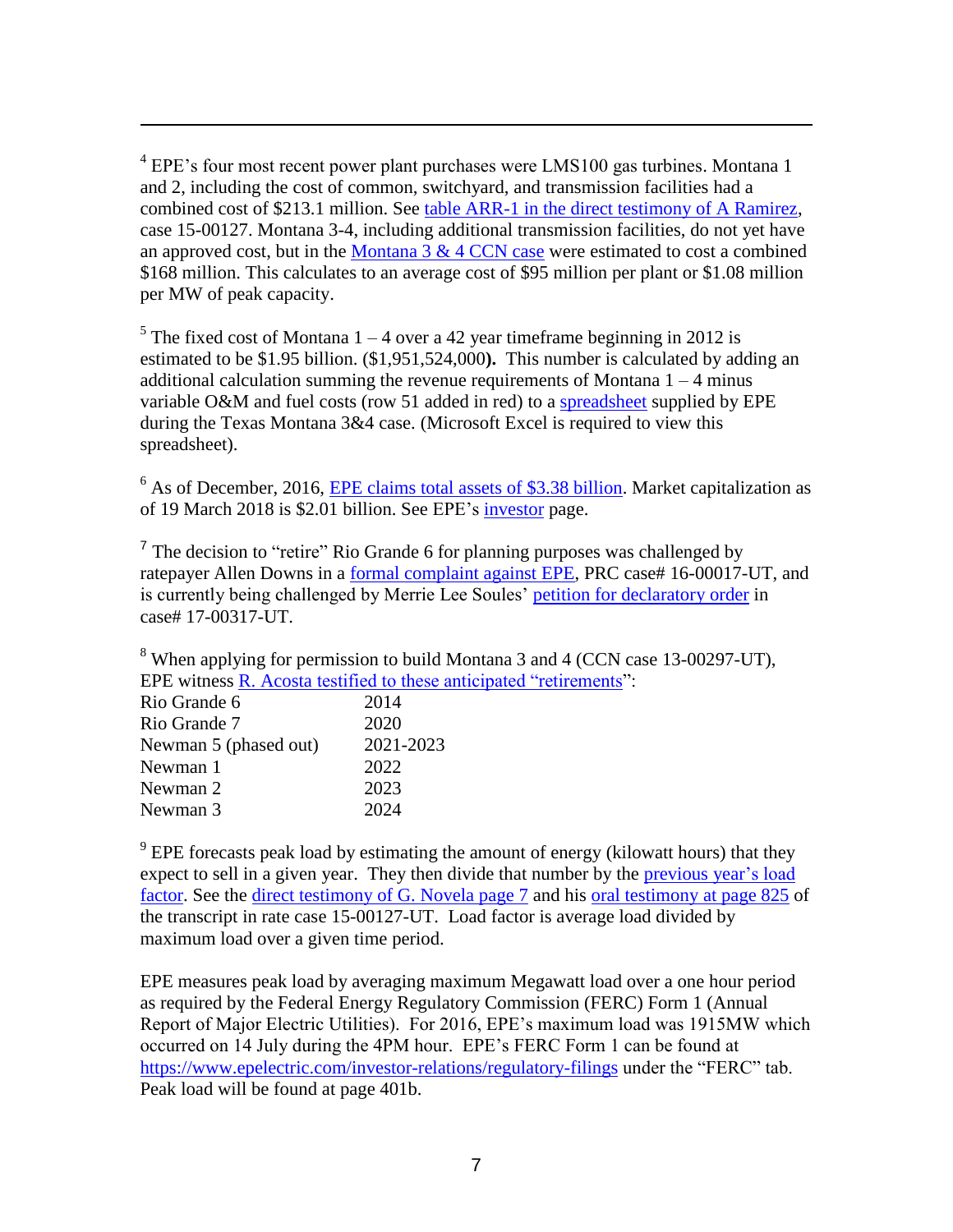[4] EPE's four most recent power plant purchases were LMS100 gas turbines. Montana 1 and 2, including the cost of common, switchyard, and transmission facilities had a combined cost of $213.1 million. See table ARR-1 in the direct testimony of A Ramirez, case 15-00127. Montana 3-4, including additional transmission facilities, do not yet have an approved cost, but in the Montana 3 & 4 CCN case were estimated to cost a combined $168 million. This calculates to an average cost of $95 million per plant or $1.08 million per MW of peak capacity.

[5] The fixed cost of Montana 1 – 4 over a 42 year timeframe beginning in 2012 is estimated to be $1.95 billion. ($1,951,524,000**).** This number is calculated by adding an additional calculation summing the revenue requirements of Montana 1 – 4 minus variable O&M and fuel costs (row 51 added in red) to a spreadsheet supplied by EPE during the Texas Montana 3&4 case. (Microsoft Excel is required to view this spreadsheet).

[6] As of December, 2016, EPE claims total assets of $3.38 billion. Market capitalization as of 19 March 2018 is $2.01 billion. See EPE's investor page.

[7] The decision to "retire" Rio Grande 6 for planning purposes was challenged by ratepayer Allen Downs in a formal complaint against EPE, PRC case# 16-00017-UT, and is currently being challenged by Merrie Lee Soules' petition for declaratory order in case# 17-00317-UT.

[8] When applying for permission to build Montana 3 and 4 (CCN case 13-00297-UT), EPE witness R. Acosta testified to these anticipated "retirements":

| | |
|---|---|
| Rio Grande 6 | 2014 |
| Rio Grande 7 | 2020 |
| Newman 5 (phased out) | 2021-2023 |
| Newman 1 | 2022 |
| Newman 2 | 2023 |
| Newman 3 | 2024 |

[9] EPE forecasts peak load by estimating the amount of energy (kilowatt hours) that they expect to sell in a given year. They then divide that number by the previous year's load factor. See the direct testimony of G. Novela page 7 and his oral testimony at page 825 of the transcript in rate case 15-00127-UT. Load factor is average load divided by maximum load over a given time period.

EPE measures peak load by averaging maximum Megawatt load over a one hour period as required by the Federal Energy Regulatory Commission (FERC) Form 1 (Annual Report of Major Electric Utilities). For 2016, EPE's maximum load was 1915MW which occurred on 14 July during the 4PM hour. EPE's FERC Form 1 can be found at https://www.epelectric.com/investor-relations/regulatory-filings under the "FERC" tab. Peak load will be found at page 401b.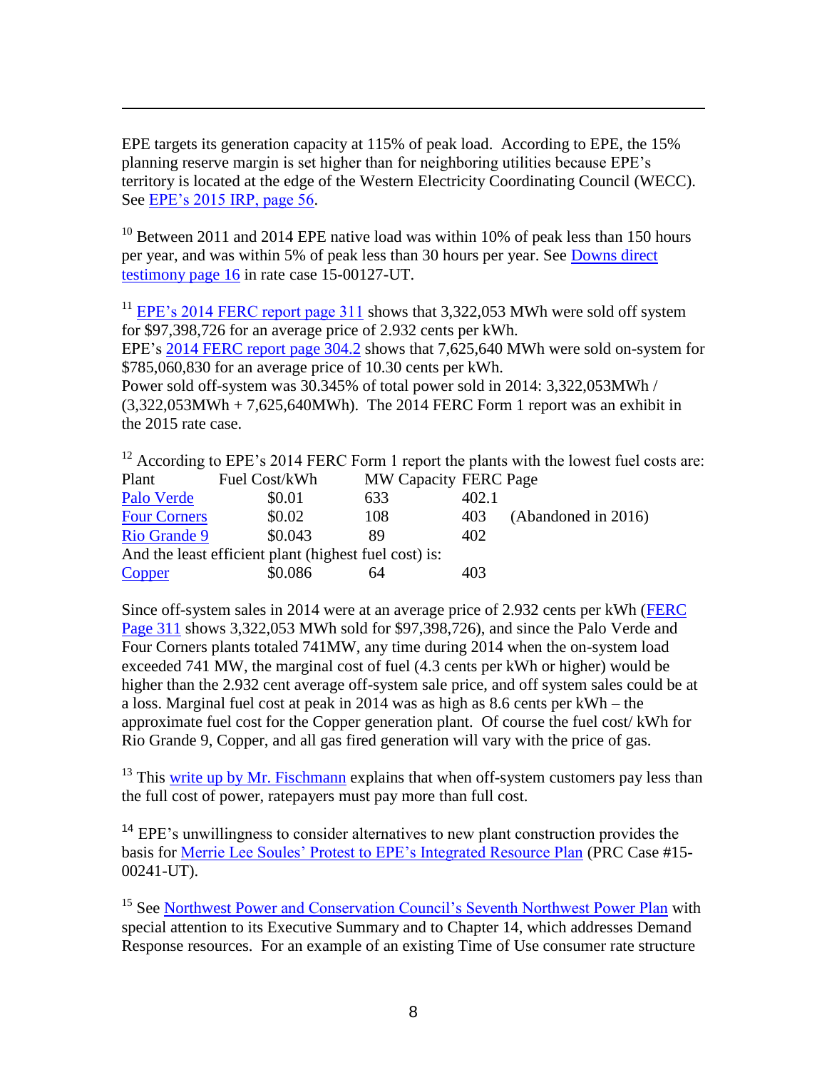EPE targets its generation capacity at 115% of peak load. According to EPE, the 15% planning reserve margin is set higher than for neighboring utilities because EPE's territory is located at the edge of the Western Electricity Coordinating Council (WECC). See EPE's 2015 IRP, page 56.

[10] Between 2011 and 2014 EPE native load was within 10% of peak less than 150 hours per year, and was within 5% of peak less than 30 hours per year. See Downs direct testimony page 16 in rate case 15-00127-UT.

[11] EPE's 2014 FERC report page 311 shows that 3,322,053 MWh were sold off system for $97,398,726 for an average price of 2.932 cents per kWh.
EPE's 2014 FERC report page 304.2 shows that 7,625,640 MWh were sold on-system for $785,060,830 for an average price of 10.30 cents per kWh.
Power sold off-system was 30.345% of total power sold in 2014: 3,322,053MWh / (3,322,053MWh + 7,625,640MWh). The 2014 FERC Form 1 report was an exhibit in the 2015 rate case.

[12] According to EPE's 2014 FERC Form 1 report the plants with the lowest fuel costs are:

| Plant | Fuel Cost/kWh | MW Capacity | FERC Page | |
|---|---|---|---|---|
| Palo Verde | $0.01 | 633 | 402.1 | |
| Four Corners | $0.02 | 108 | 403 | (Abandoned in 2016) |
| Rio Grande 9 | $0.043 | 89 | 402 | |
| And the least efficient plant (highest fuel cost) is: | | | | |
| Copper | $0.086 | 64 | 403 | |

Since off-system sales in 2014 were at an average price of 2.932 cents per kWh (FERC Page 311 shows 3,322,053 MWh sold for $97,398,726), and since the Palo Verde and Four Corners plants totaled 741MW, any time during 2014 when the on-system load exceeded 741 MW, the marginal cost of fuel (4.3 cents per kWh or higher) would be higher than the 2.932 cent average off-system sale price, and off system sales could be at a loss. Marginal fuel cost at peak in 2014 was as high as 8.6 cents per kWh – the approximate fuel cost for the Copper generation plant. Of course the fuel cost/ kWh for Rio Grande 9, Copper, and all gas fired generation will vary with the price of gas.

[13] This write up by Mr. Fischmann explains that when off-system customers pay less than the full cost of power, ratepayers must pay more than full cost.

[14] EPE's unwillingness to consider alternatives to new plant construction provides the basis for Merrie Lee Soules' Protest to EPE's Integrated Resource Plan (PRC Case #15-00241-UT).

[15] See Northwest Power and Conservation Council's Seventh Northwest Power Plan with special attention to its Executive Summary and to Chapter 14, which addresses Demand Response resources. For an example of an existing Time of Use consumer rate structure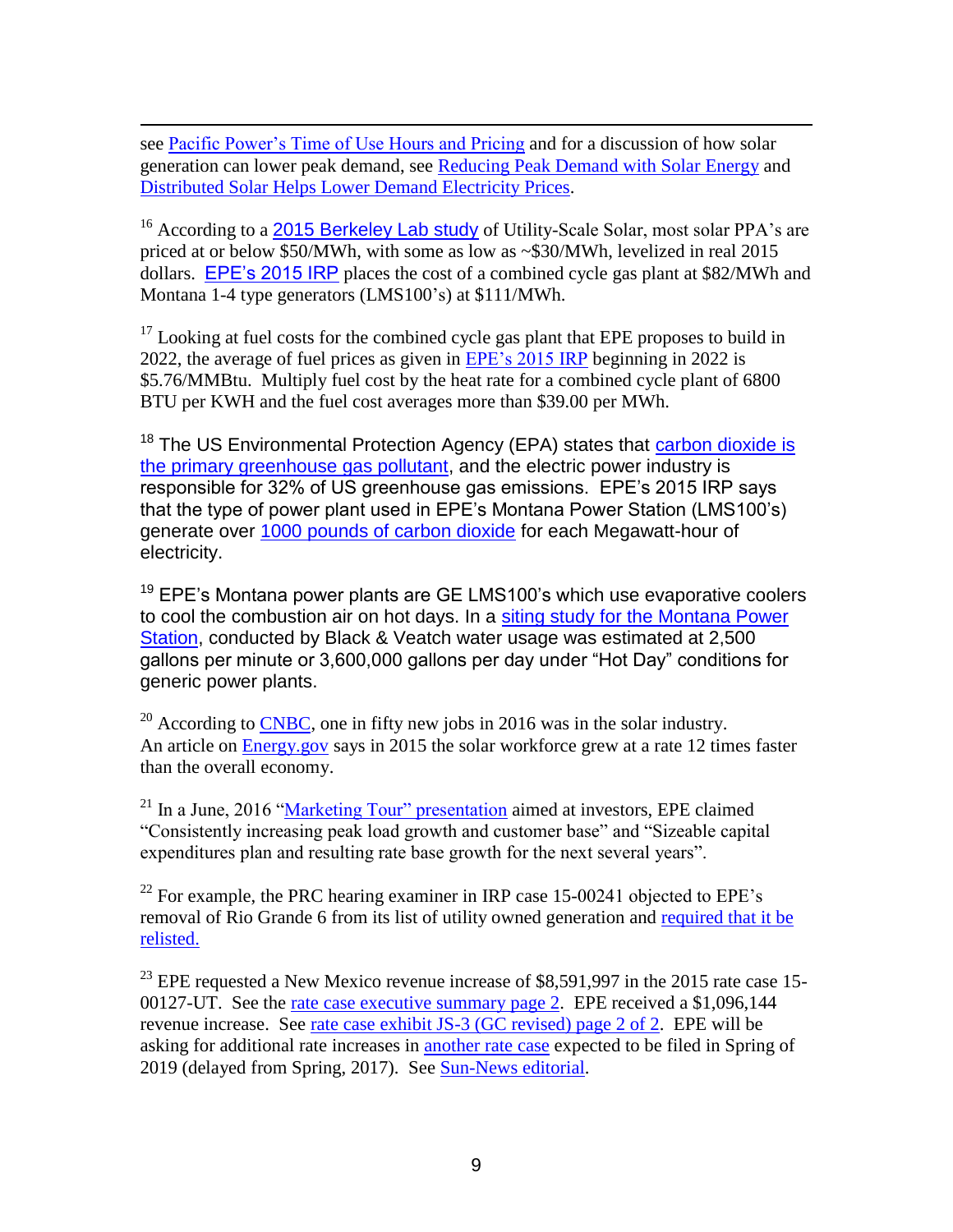see Pacific Power's Time of Use Hours and Pricing and for a discussion of how solar generation can lower peak demand, see Reducing Peak Demand with Solar Energy and Distributed Solar Helps Lower Demand Electricity Prices.

[16] According to a 2015 Berkeley Lab study of Utility-Scale Solar, most solar PPA's are priced at or below $50/MWh, with some as low as ~$30/MWh, levelized in real 2015 dollars. EPE's 2015 IRP places the cost of a combined cycle gas plant at $82/MWh and Montana 1-4 type generators (LMS100's) at $111/MWh.

[17] Looking at fuel costs for the combined cycle gas plant that EPE proposes to build in 2022, the average of fuel prices as given in EPE's 2015 IRP beginning in 2022 is $5.76/MMBtu. Multiply fuel cost by the heat rate for a combined cycle plant of 6800 BTU per KWH and the fuel cost averages more than $39.00 per MWh.

[18] The US Environmental Protection Agency (EPA) states that carbon dioxide is the primary greenhouse gas pollutant, and the electric power industry is responsible for 32% of US greenhouse gas emissions. EPE's 2015 IRP says that the type of power plant used in EPE's Montana Power Station (LMS100's) generate over 1000 pounds of carbon dioxide for each Megawatt-hour of electricity.

[19] EPE's Montana power plants are GE LMS100's which use evaporative coolers to cool the combustion air on hot days. In a siting study for the Montana Power Station, conducted by Black & Veatch water usage was estimated at 2,500 gallons per minute or 3,600,000 gallons per day under "Hot Day" conditions for generic power plants.

[20] According to CNBC, one in fifty new jobs in 2016 was in the solar industry. An article on Energy.gov says in 2015 the solar workforce grew at a rate 12 times faster than the overall economy.

[21] In a June, 2016 "Marketing Tour" presentation aimed at investors, EPE claimed "Consistently increasing peak load growth and customer base" and "Sizeable capital expenditures plan and resulting rate base growth for the next several years".

[22] For example, the PRC hearing examiner in IRP case 15-00241 objected to EPE's removal of Rio Grande 6 from its list of utility owned generation and required that it be relisted.

[23] EPE requested a New Mexico revenue increase of $8,591,997 in the 2015 rate case 15-00127-UT. See the rate case executive summary page 2. EPE received a $1,096,144 revenue increase. See rate case exhibit JS-3 (GC revised) page 2 of 2. EPE will be asking for additional rate increases in another rate case expected to be filed in Spring of 2019 (delayed from Spring, 2017). See Sun-News editorial.